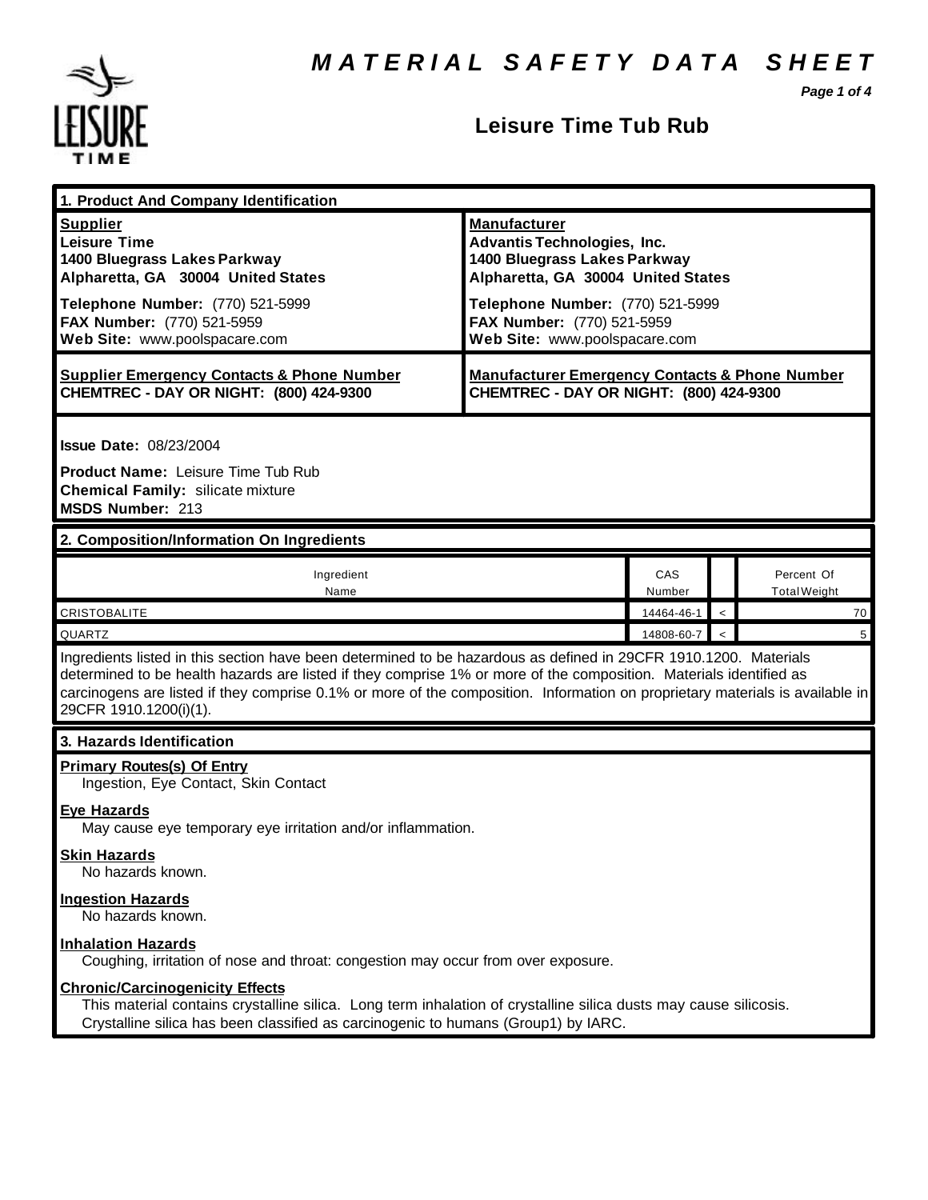# MATERIAL SAFETY DATA SHEET

## Leisure Time Tub Rub

### 1. Product And Company Identification

| Supplier | Manufacturer |
|---|---|
| **Leisure Time**<br>**1400 Bluegrass Lakes Parkway**<br>**Alpharetta, GA 30004 United States** | **Advantis Technologies, Inc.**<br>**1400 Bluegrass Lakes Parkway**<br>**Alpharetta, GA 30004 United States** |
| **Telephone Number:** (770) 521-5999<br>**FAX Number:** (770) 521-5959<br>**Web Site:** www.poolspacare.com | **Telephone Number:** (770) 521-5999<br>**FAX Number:** (770) 521-5959<br>**Web Site:** www.poolspacare.com |
| **Supplier Emergency Contacts & Phone Number**<br>**CHEMTREC - DAY OR NIGHT: (800) 424-9300** | **Manufacturer Emergency Contacts & Phone Number**<br>**CHEMTREC - DAY OR NIGHT: (800) 424-9300** |

**Issue Date:** 08/23/2004

**Product Name:** Leisure Time Tub Rub
**Chemical Family:** silicate mixture
**MSDS Number:** 213

### 2. Composition/Information On Ingredients

| Ingredient Name | CAS Number | | Percent Of Total Weight |
|---|---|---|---|
| CRISTOBALITE | 14464-46-1 | < | 70 |
| QUARTZ | 14808-60-7 | < | 5 |

Ingredients listed in this section have been determined to be hazardous as defined in 29CFR 1910.1200. Materials determined to be health hazards are listed if they comprise 1% or more of the composition. Materials identified as carcinogens are listed if they comprise 0.1% or more of the composition. Information on proprietary materials is available in 29CFR 1910.1200(i)(1).

### 3. Hazards Identification

**Primary Routes(s) Of Entry**
Ingestion, Eye Contact, Skin Contact

**Eye Hazards**
May cause eye temporary eye irritation and/or inflammation.

**Skin Hazards**
No hazards known.

**Ingestion Hazards**
No hazards known.

**Inhalation Hazards**
Coughing, irritation of nose and throat: congestion may occur from over exposure.

**Chronic/Carcinogenicity Effects**
This material contains crystalline silica. Long term inhalation of crystalline silica dusts may cause silicosis. Crystalline silica has been classified as carcinogenic to humans (Group1) by IARC.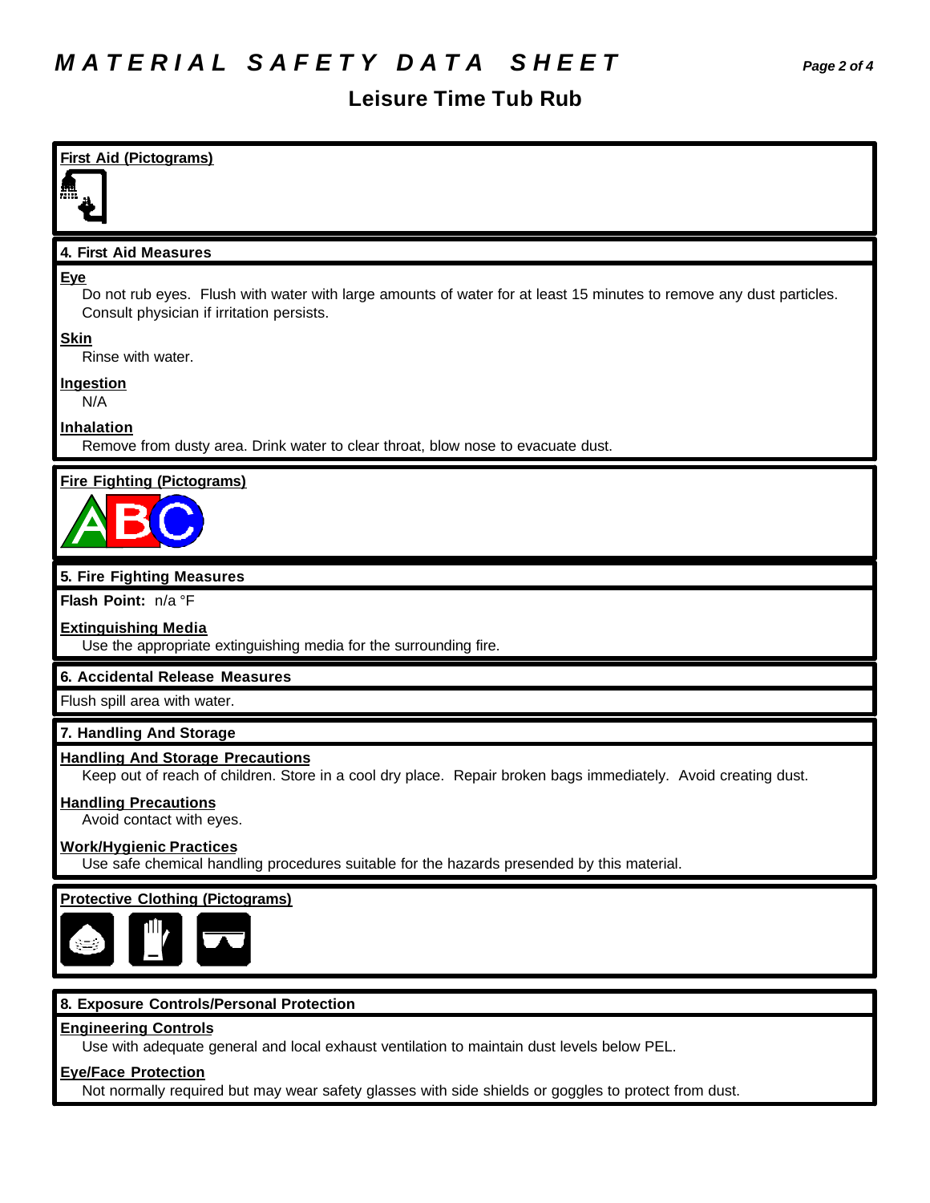# MATERIAL SAFETY DATA SHEET

## Leisure Time Tub Rub

**First Aid (Pictograms)**

### 4. First Aid Measures

**Eye**

Do not rub eyes. Flush with water with large amounts of water for at least 15 minutes to remove any dust particles. Consult physician if irritation persists.

**Skin**

Rinse with water.

**Ingestion**

N/A

**Inhalation**

Remove from dusty area. Drink water to clear throat, blow nose to evacuate dust.

**Fire Fighting (Pictograms)**

### 5. Fire Fighting Measures

**Flash Point:** n/a °F

**Extinguishing Media**

Use the appropriate extinguishing media for the surrounding fire.

### 6. Accidental Release Measures

Flush spill area with water.

### 7. Handling And Storage

**Handling And Storage Precautions**

Keep out of reach of children. Store in a cool dry place. Repair broken bags immediately. Avoid creating dust.

**Handling Precautions**

Avoid contact with eyes.

**Work/Hygienic Practices**

Use safe chemical handling procedures suitable for the hazards presended by this material.

**Protective Clothing (Pictograms)**

### 8. Exposure Controls/Personal Protection

**Engineering Controls**

Use with adequate general and local exhaust ventilation to maintain dust levels below PEL.

**Eye/Face Protection**

Not normally required but may wear safety glasses with side shields or goggles to protect from dust.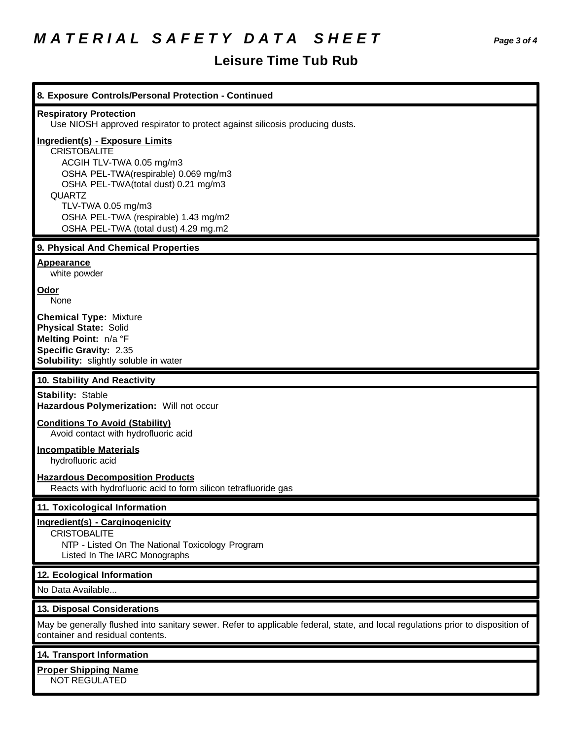# M A T E R I A L   S A F E T Y   D A T A   S H E E T

## Leisure Time Tub Rub

### 8. Exposure Controls/Personal Protection - Continued

**Respiratory Protection**

Use NIOSH approved respirator to protect against silicosis producing dusts.

**Ingredient(s) - Exposure Limits**

CRISTOBALITE
- ACGIH TLV-TWA 0.05 mg/m3
- OSHA PEL-TWA(respirable) 0.069 mg/m3
- OSHA PEL-TWA(total dust) 0.21 mg/m3

QUARTZ
- TLV-TWA 0.05 mg/m3
- OSHA PEL-TWA (respirable) 1.43 mg/m2
- OSHA PEL-TWA (total dust) 4.29 mg.m2

### 9. Physical And Chemical Properties

**Appearance**

white powder

**Odor**

None

**Chemical Type:** Mixture
**Physical State:** Solid
**Melting Point:** n/a °F
**Specific Gravity:** 2.35
**Solubility:** slightly soluble in water

### 10. Stability And Reactivity

**Stability:** Stable
**Hazardous Polymerization:** Will not occur

**Conditions To Avoid (Stability)**

Avoid contact with hydrofluoric acid

**Incompatible Materials**

hydrofluoric acid

**Hazardous Decomposition Products**

Reacts with hydrofluoric acid to form silicon tetrafluoride gas

### 11. Toxicological Information

**Ingredient(s) - Carginogenicity**

CRISTOBALITE
- NTP - Listed On The National Toxicology Program
- Listed In The IARC Monographs

### 12. Ecological Information

No Data Available...

### 13. Disposal Considerations

May be generally flushed into sanitary sewer. Refer to applicable federal, state, and local regulations prior to disposition of container and residual contents.

### 14. Transport Information

**Proper Shipping Name**

NOT REGULATED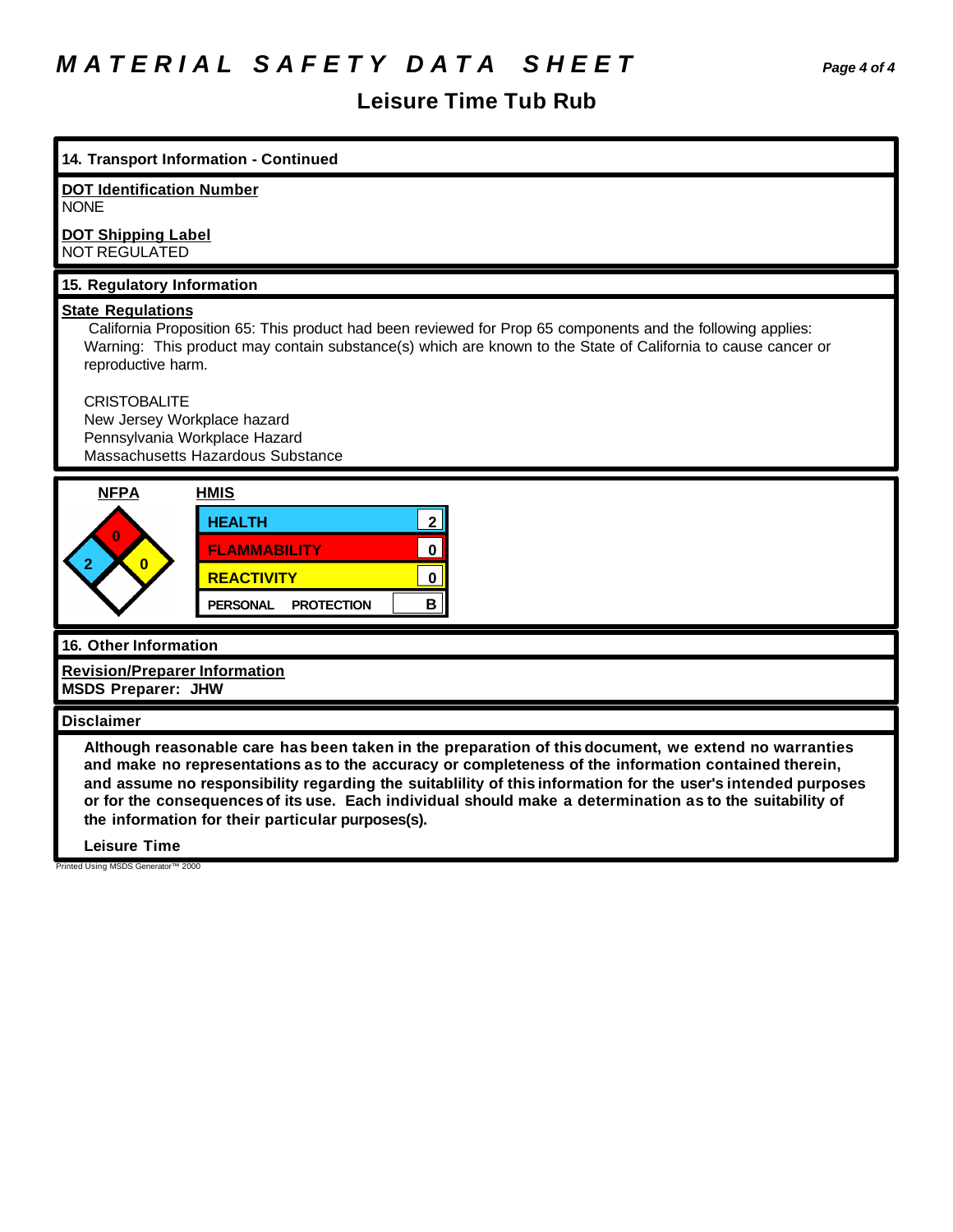# MATERIAL SAFETY DATA SHEET

## Leisure Time Tub Rub

### 14. Transport Information - Continued

**DOT Identification Number**
NONE

**DOT Shipping Label**
NOT REGULATED

### 15. Regulatory Information

**State Regulations**

California Proposition 65: This product had been reviewed for Prop 65 components and the following applies: Warning: This product may contain substance(s) which are known to the State of California to cause cancer or reproductive harm.

CRISTOBALITE
New Jersey Workplace hazard
Pennsylvania Workplace Hazard
Massachusetts Hazardous Substance

**NFPA**

0
2
0

**HMIS**

| | |
|---|---|
| HEALTH | 2 |
| FLAMMABILITY | 0 |
| REACTIVITY | 0 |
| PERSONAL PROTECTION | B |

### 16. Other Information

**Revision/Preparer Information**
**MSDS Preparer: JHW**

**Disclaimer**

**Although reasonable care has been taken in the preparation of this document, we extend no warranties and make no representations as to the accuracy or completeness of the information contained therein, and assume no responsibility regarding the suitablility of this information for the user's intended purposes or for the consequences of its use. Each individual should make a determination as to the suitability of the information for their particular purposes(s).**

**Leisure Time**

Printed Using MSDS Generator™ 2000